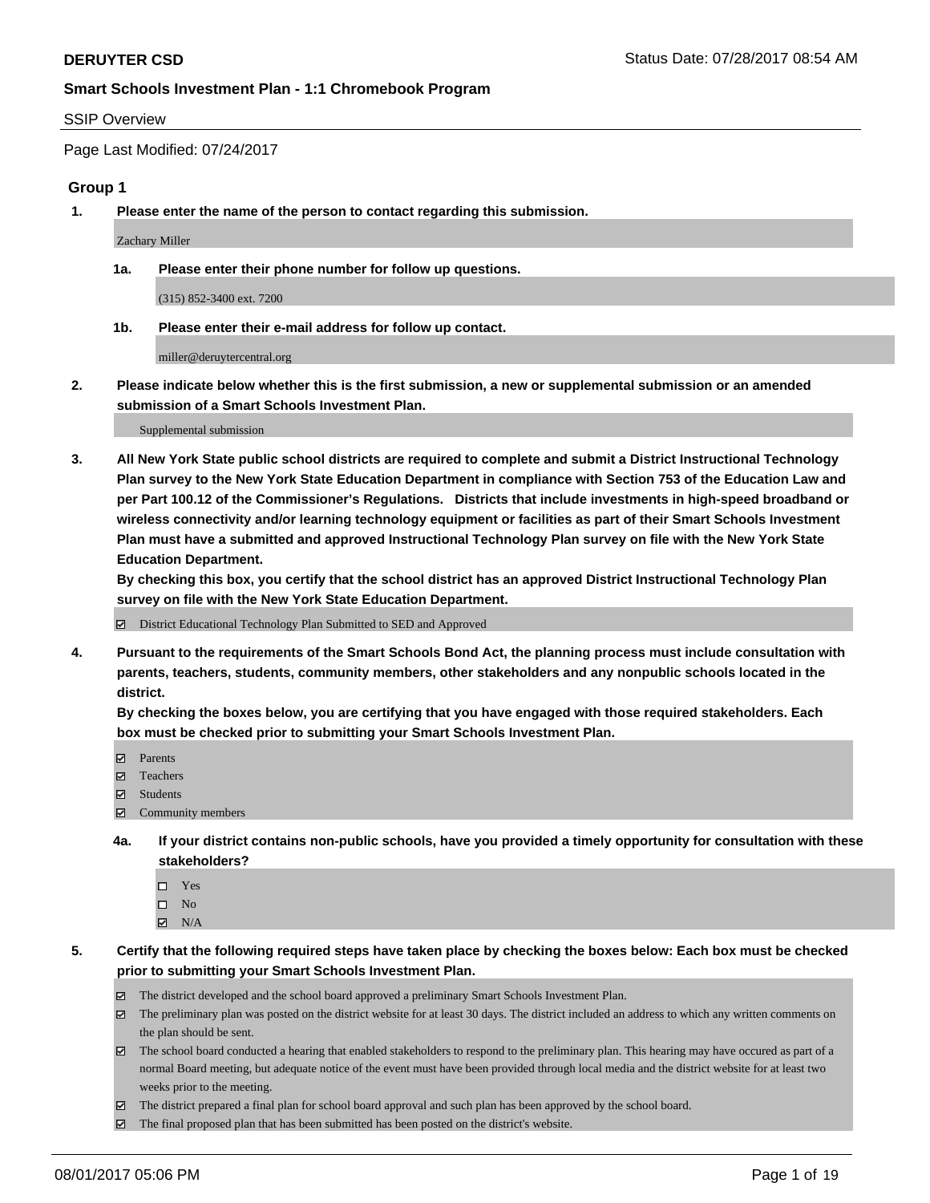# Smart Schools Investment Plan - 1:1 Chromebook Program

SSIP Overview

Page Last Modified: 07/24/2017

## Group 1

**1. Please enter the name of the person to contact regarding this submission.**

Zachary Miller

**1a. Please enter their phone number for follow up questions.**

(315) 852-3400 ext. 7200

**1b. Please enter their e-mail address for follow up contact.**

miller@deruytercentral.org

**2. Please indicate below whether this is the first submission, a new or supplemental submission or an amended submission of a Smart Schools Investment Plan.**

Supplemental submission

**3. All New York State public school districts are required to complete and submit a District Instructional Technology Plan survey to the New York State Education Department in compliance with Section 753 of the Education Law and per Part 100.12 of the Commissioner's Regulations. Districts that include investments in high-speed broadband or wireless connectivity and/or learning technology equipment or facilities as part of their Smart Schools Investment Plan must have a submitted and approved Instructional Technology Plan survey on file with the New York State Education Department.**

**By checking this box, you certify that the school district has an approved District Instructional Technology Plan survey on file with the New York State Education Department.**

- ☑ District Educational Technology Plan Submitted to SED and Approved

**4. Pursuant to the requirements of the Smart Schools Bond Act, the planning process must include consultation with parents, teachers, students, community members, other stakeholders and any nonpublic schools located in the district.**

**By checking the boxes below, you are certifying that you have engaged with those required stakeholders. Each box must be checked prior to submitting your Smart Schools Investment Plan.**

- ☑ Parents
- ☑ Teachers
- ☑ Students
- ☑ Community members

**4a. If your district contains non-public schools, have you provided a timely opportunity for consultation with these stakeholders?**

- ☐ Yes
- ☐ No
- ☑ N/A

**5. Certify that the following required steps have taken place by checking the boxes below: Each box must be checked prior to submitting your Smart Schools Investment Plan.**

- ☑ The district developed and the school board approved a preliminary Smart Schools Investment Plan.
- ☑ The preliminary plan was posted on the district website for at least 30 days. The district included an address to which any written comments on the plan should be sent.
- ☑ The school board conducted a hearing that enabled stakeholders to respond to the preliminary plan. This hearing may have occured as part of a normal Board meeting, but adequate notice of the event must have been provided through local media and the district website for at least two weeks prior to the meeting.
- ☑ The district prepared a final plan for school board approval and such plan has been approved by the school board.
- ☑ The final proposed plan that has been submitted has been posted on the district's website.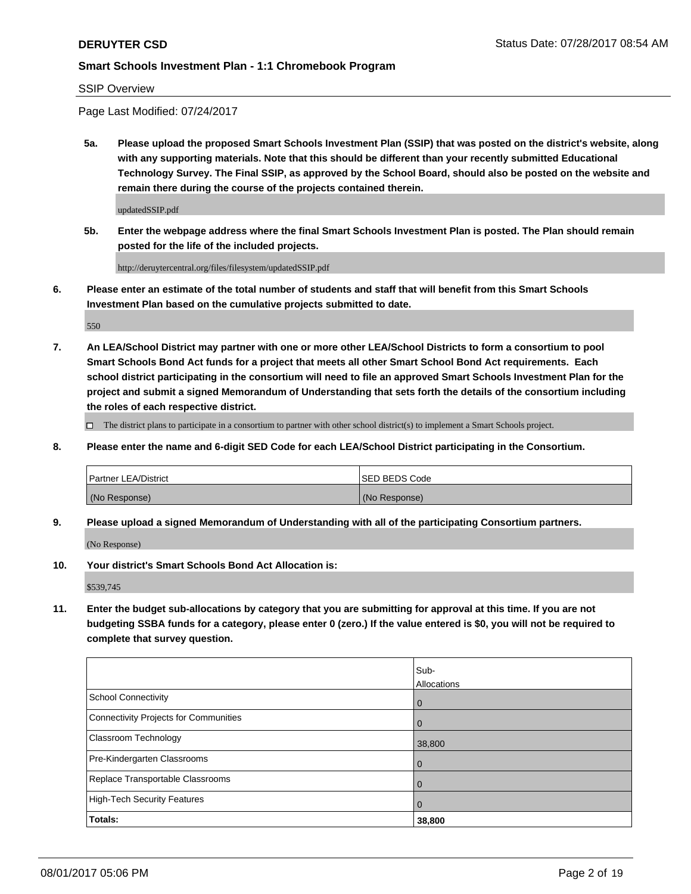**DERUYTER CSD**

**Smart Schools Investment Plan - 1:1 Chromebook Program**

SSIP Overview

Page Last Modified: 07/24/2017

**5a. Please upload the proposed Smart Schools Investment Plan (SSIP) that was posted on the district's website, along with any supporting materials. Note that this should be different than your recently submitted Educational Technology Survey. The Final SSIP, as approved by the School Board, should also be posted on the website and remain there during the course of the projects contained therein.**

updatedSSIP.pdf

**5b. Enter the webpage address where the final Smart Schools Investment Plan is posted. The Plan should remain posted for the life of the included projects.**

http://deruytercentral.org/files/filesystem/updatedSSIP.pdf

**6. Please enter an estimate of the total number of students and staff that will benefit from this Smart Schools Investment Plan based on the cumulative projects submitted to date.**

550

**7. An LEA/School District may partner with one or more other LEA/School Districts to form a consortium to pool Smart Schools Bond Act funds for a project that meets all other Smart School Bond Act requirements. Each school district participating in the consortium will need to file an approved Smart Schools Investment Plan for the project and submit a signed Memorandum of Understanding that sets forth the details of the consortium including the roles of each respective district.**

☐ The district plans to participate in a consortium to partner with other school district(s) to implement a Smart Schools project.

**8. Please enter the name and 6-digit SED Code for each LEA/School District participating in the Consortium.**

| Partner LEA/District | SED BEDS Code |
|---|---|
| (No Response) | (No Response) |

**9. Please upload a signed Memorandum of Understanding with all of the participating Consortium partners.**

(No Response)

**10. Your district's Smart Schools Bond Act Allocation is:**

$539,745

**11. Enter the budget sub-allocations by category that you are submitting for approval at this time. If you are not budgeting SSBA funds for a category, please enter 0 (zero.) If the value entered is $0, you will not be required to complete that survey question.**

| | Sub-Allocations |
|---|---|
| School Connectivity | 0 |
| Connectivity Projects for Communities | 0 |
| Classroom Technology | 38,800 |
| Pre-Kindergarten Classrooms | 0 |
| Replace Transportable Classrooms | 0 |
| High-Tech Security Features | 0 |
| **Totals:** | **38,800** |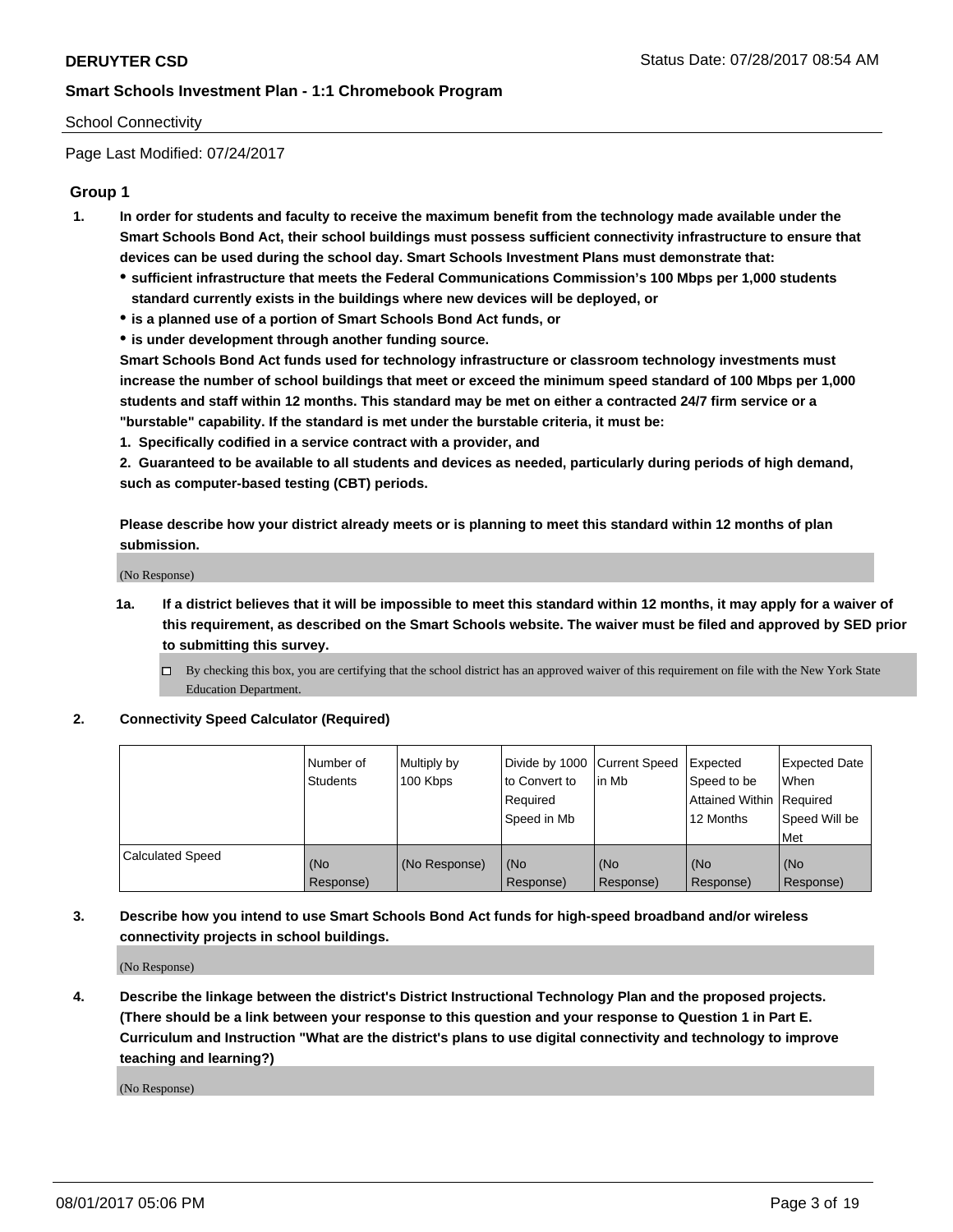School Connectivity

Page Last Modified: 07/24/2017

## Group 1

1. **In order for students and faculty to receive the maximum benefit from the technology made available under the Smart Schools Bond Act, their school buildings must possess sufficient connectivity infrastructure to ensure that devices can be used during the school day. Smart Schools Investment Plans must demonstrate that:**
   - **sufficient infrastructure that meets the Federal Communications Commission's 100 Mbps per 1,000 students standard currently exists in the buildings where new devices will be deployed, or**
   - **is a planned use of a portion of Smart Schools Bond Act funds, or**
   - **is under development through another funding source.**

   **Smart Schools Bond Act funds used for technology infrastructure or classroom technology investments must increase the number of school buildings that meet or exceed the minimum speed standard of 100 Mbps per 1,000 students and staff within 12 months. This standard may be met on either a contracted 24/7 firm service or a "burstable" capability. If the standard is met under the burstable criteria, it must be:**

   **1. Specifically codified in a service contract with a provider, and**

   **2. Guaranteed to be available to all students and devices as needed, particularly during periods of high demand, such as computer-based testing (CBT) periods.**

   **Please describe how your district already meets or is planning to meet this standard within 12 months of plan submission.**

   (No Response)

   1a. **If a district believes that it will be impossible to meet this standard within 12 months, it may apply for a waiver of this requirement, as described on the Smart Schools website. The waiver must be filed and approved by SED prior to submitting this survey.**

   ☐ By checking this box, you are certifying that the school district has an approved waiver of this requirement on file with the New York State Education Department.

2. **Connectivity Speed Calculator (Required)**

| | Number of Students | Multiply by 100 Kbps | Divide by 1000 to Convert to Required Speed in Mb | Current Speed in Mb | Expected Speed to be Attained Within 12 Months | Expected Date When Required Speed Will be Met |
|---|---|---|---|---|---|---|
| Calculated Speed | (No Response) | (No Response) | (No Response) | (No Response) | (No Response) | (No Response) |

3. **Describe how you intend to use Smart Schools Bond Act funds for high-speed broadband and/or wireless connectivity projects in school buildings.**

   (No Response)

4. **Describe the linkage between the district's District Instructional Technology Plan and the proposed projects. (There should be a link between your response to this question and your response to Question 1 in Part E. Curriculum and Instruction "What are the district's plans to use digital connectivity and technology to improve teaching and learning?)**

   (No Response)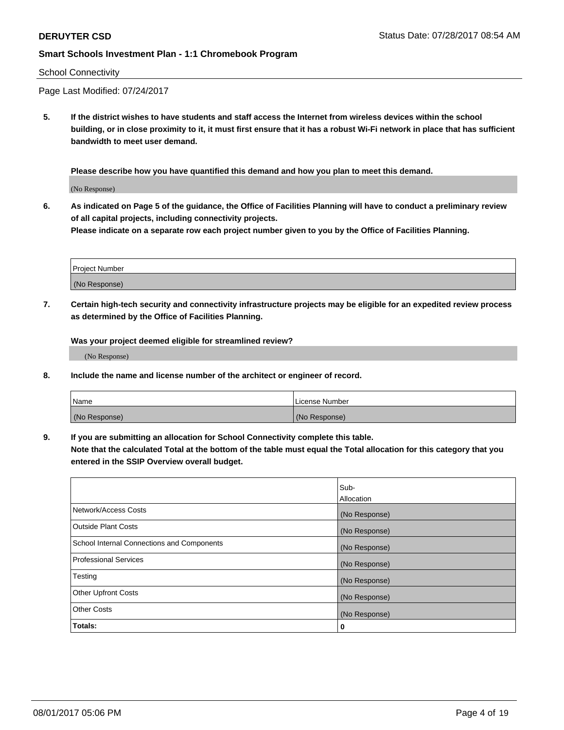School Connectivity

Page Last Modified: 07/24/2017

**5. If the district wishes to have students and staff access the Internet from wireless devices within the school building, or in close proximity to it, it must first ensure that it has a robust Wi-Fi network in place that has sufficient bandwidth to meet user demand.**

**Please describe how you have quantified this demand and how you plan to meet this demand.**

(No Response)

**6. As indicated on Page 5 of the guidance, the Office of Facilities Planning will have to conduct a preliminary review of all capital projects, including connectivity projects.**
**Please indicate on a separate row each project number given to you by the Office of Facilities Planning.**

| Project Number |
| --- |
| (No Response) |

**7. Certain high-tech security and connectivity infrastructure projects may be eligible for an expedited review process as determined by the Office of Facilities Planning.**

**Was your project deemed eligible for streamlined review?**

(No Response)

**8. Include the name and license number of the architect or engineer of record.**

| Name | License Number |
| --- | --- |
| (No Response) | (No Response) |

**9. If you are submitting an allocation for School Connectivity complete this table.**
**Note that the calculated Total at the bottom of the table must equal the Total allocation for this category that you entered in the SSIP Overview overall budget.**

| | Sub-Allocation |
| --- | --- |
| Network/Access Costs | (No Response) |
| Outside Plant Costs | (No Response) |
| School Internal Connections and Components | (No Response) |
| Professional Services | (No Response) |
| Testing | (No Response) |
| Other Upfront Costs | (No Response) |
| Other Costs | (No Response) |
| **Totals:** | **0** |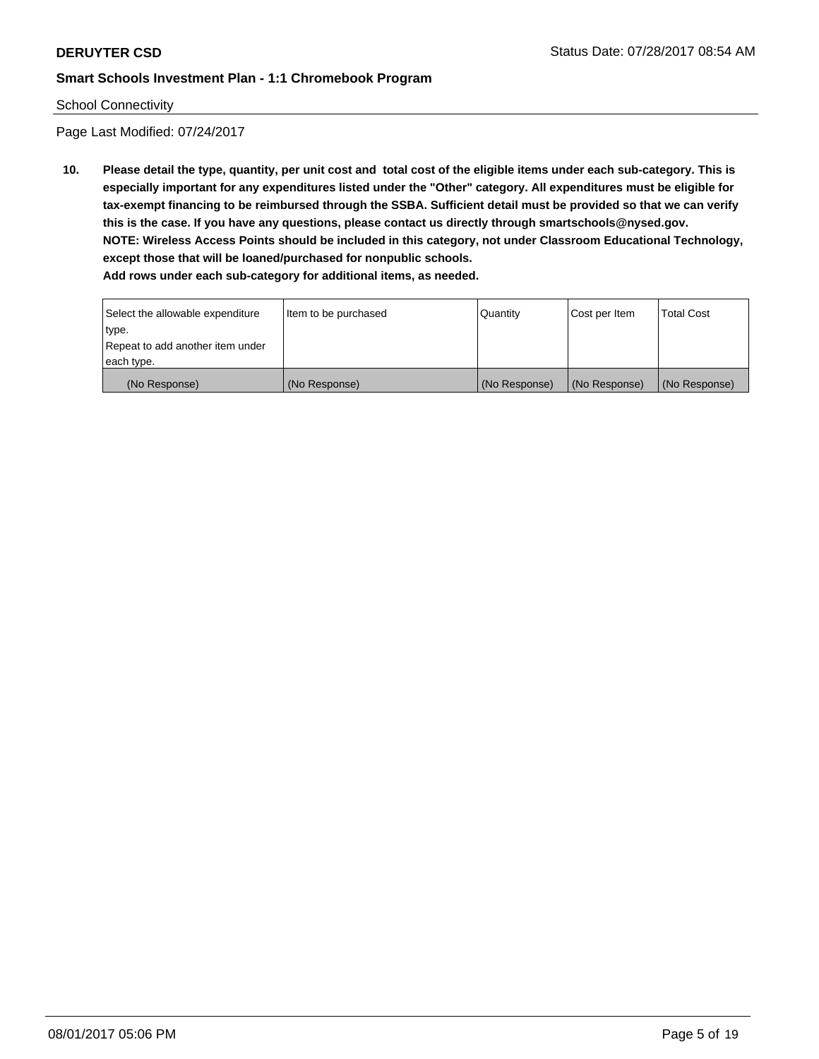School Connectivity

Page Last Modified: 07/24/2017

**10. Please detail the type, quantity, per unit cost and total cost of the eligible items under each sub-category. This is especially important for any expenditures listed under the "Other" category. All expenditures must be eligible for tax-exempt financing to be reimbursed through the SSBA. Sufficient detail must be provided so that we can verify this is the case. If you have any questions, please contact us directly through smartschools@nysed.gov.**
**NOTE: Wireless Access Points should be included in this category, not under Classroom Educational Technology, except those that will be loaned/purchased for nonpublic schools.**
**Add rows under each sub-category for additional items, as needed.**

| Select the allowable expenditure type. Repeat to add another item under each type. | Item to be purchased | Quantity | Cost per Item | Total Cost |
|---|---|---|---|---|
| (No Response) | (No Response) | (No Response) | (No Response) | (No Response) |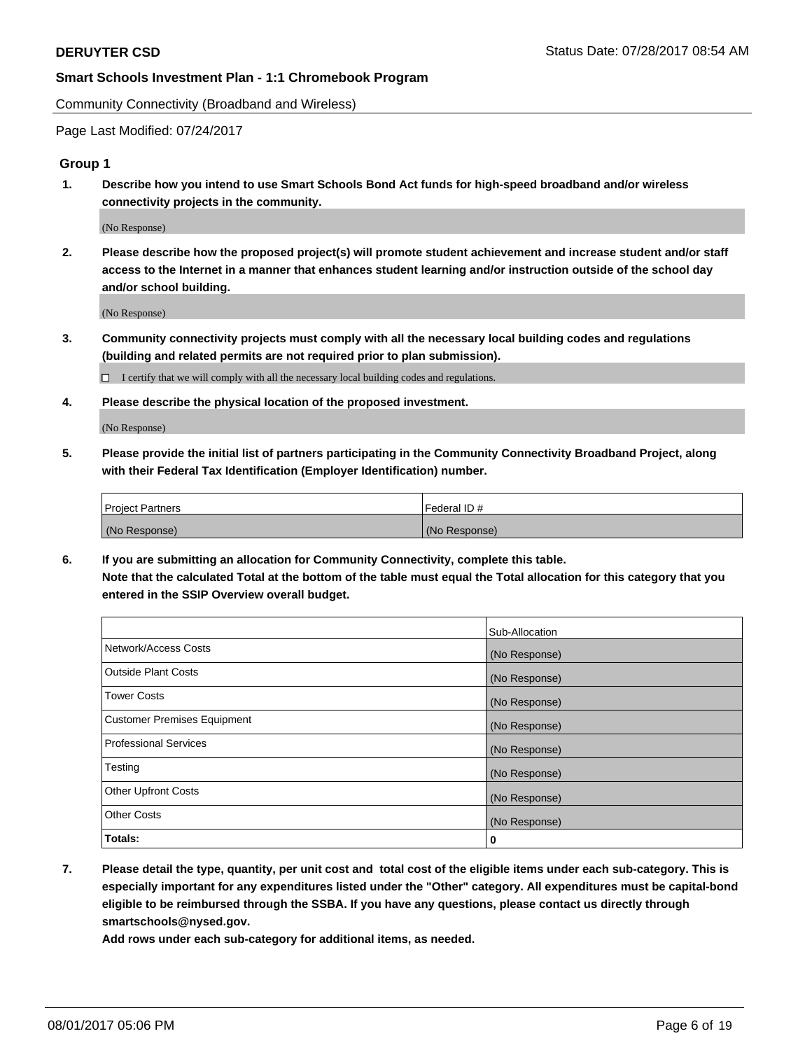Smart Schools Investment Plan - 1:1 Chromebook Program

Community Connectivity (Broadband and Wireless)

Page Last Modified: 07/24/2017

### Group 1

1. **Describe how you intend to use Smart Schools Bond Act funds for high-speed broadband and/or wireless connectivity projects in the community.**

   (No Response)

2. **Please describe how the proposed project(s) will promote student achievement and increase student and/or staff access to the Internet in a manner that enhances student learning and/or instruction outside of the school day and/or school building.**

   (No Response)

3. **Community connectivity projects must comply with all the necessary local building codes and regulations (building and related permits are not required prior to plan submission).**

   ☐ I certify that we will comply with all the necessary local building codes and regulations.

4. **Please describe the physical location of the proposed investment.**

   (No Response)

5. **Please provide the initial list of partners participating in the Community Connectivity Broadband Project, along with their Federal Tax Identification (Employer Identification) number.**

| Project Partners | Federal ID # |
|---|---|
| (No Response) | (No Response) |

6. **If you are submitting an allocation for Community Connectivity, complete this table. Note that the calculated Total at the bottom of the table must equal the Total allocation for this category that you entered in the SSIP Overview overall budget.**

| | Sub-Allocation |
|---|---|
| Network/Access Costs | (No Response) |
| Outside Plant Costs | (No Response) |
| Tower Costs | (No Response) |
| Customer Premises Equipment | (No Response) |
| Professional Services | (No Response) |
| Testing | (No Response) |
| Other Upfront Costs | (No Response) |
| Other Costs | (No Response) |
| **Totals:** | **0** |

7. **Please detail the type, quantity, per unit cost and total cost of the eligible items under each sub-category. This is especially important for any expenditures listed under the "Other" category. All expenditures must be capital-bond eligible to be reimbursed through the SSBA. If you have any questions, please contact us directly through smartschools@nysed.gov.**

   **Add rows under each sub-category for additional items, as needed.**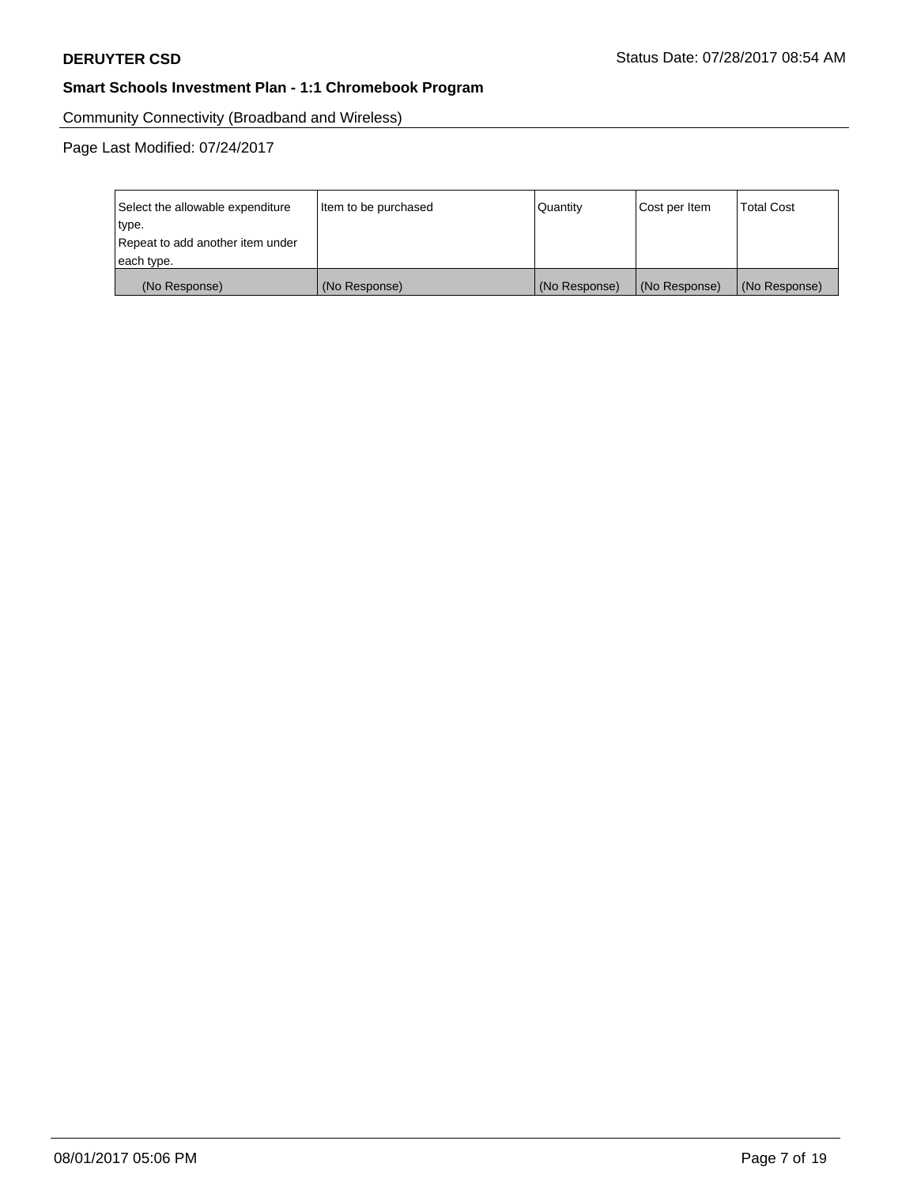Community Connectivity (Broadband and Wireless)

Page Last Modified: 07/24/2017

| Select the allowable expenditure type. Repeat to add another item under each type. | Item to be purchased | Quantity | Cost per Item | Total Cost |
|---|---|---|---|---|
| (No Response) | (No Response) | (No Response) | (No Response) | (No Response) |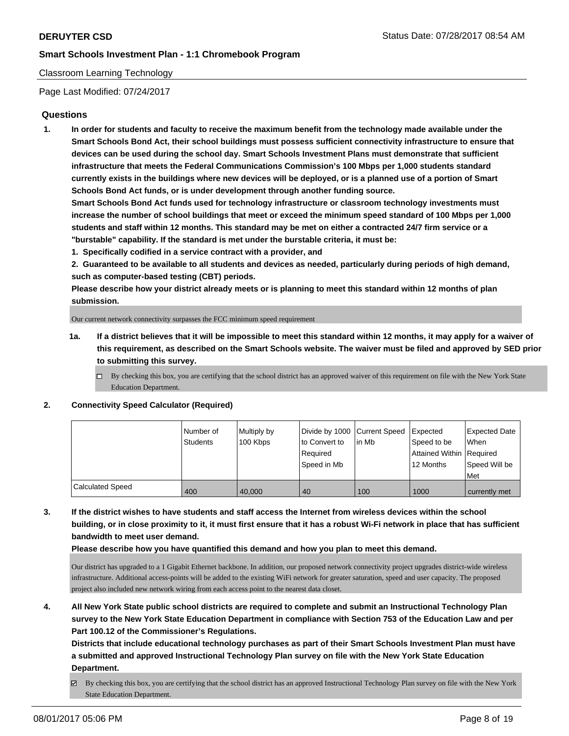Classroom Learning Technology

Page Last Modified: 07/24/2017

## Questions

1. **In order for students and faculty to receive the maximum benefit from the technology made available under the Smart Schools Bond Act, their school buildings must possess sufficient connectivity infrastructure to ensure that devices can be used during the school day. Smart Schools Investment Plans must demonstrate that sufficient infrastructure that meets the Federal Communications Commission's 100 Mbps per 1,000 students standard currently exists in the buildings where new devices will be deployed, or is a planned use of a portion of Smart Schools Bond Act funds, or is under development through another funding source.**
   **Smart Schools Bond Act funds used for technology infrastructure or classroom technology investments must increase the number of school buildings that meet or exceed the minimum speed standard of 100 Mbps per 1,000 students and staff within 12 months. This standard may be met on either a contracted 24/7 firm service or a "burstable" capability. If the standard is met under the burstable criteria, it must be:**
   **1. Specifically codified in a service contract with a provider, and**
   **2. Guaranteed to be available to all students and devices as needed, particularly during periods of high demand, such as computer-based testing (CBT) periods.**
   **Please describe how your district already meets or is planning to meet this standard within 12 months of plan submission.**

   Our current network connectivity surpasses the FCC minimum speed requirement

   **1a. If a district believes that it will be impossible to meet this standard within 12 months, it may apply for a waiver of this requirement, as described on the Smart Schools website. The waiver must be filed and approved by SED prior to submitting this survey.**

   ☐ By checking this box, you are certifying that the school district has an approved waiver of this requirement on file with the New York State Education Department.

2. **Connectivity Speed Calculator (Required)**

| | Number of Students | Multiply by 100 Kbps | Divide by 1000 to Convert to Required Speed in Mb | Current Speed in Mb | Expected Speed to be Attained Within 12 Months | Expected Date When Required Speed Will be Met |
|---|---|---|---|---|---|---|
| Calculated Speed | 400 | 40,000 | 40 | 100 | 1000 | currently met |

3. **If the district wishes to have students and staff access the Internet from wireless devices within the school building, or in close proximity to it, it must first ensure that it has a robust Wi-Fi network in place that has sufficient bandwidth to meet user demand.**
   **Please describe how you have quantified this demand and how you plan to meet this demand.**

   Our district has upgraded to a 1 Gigabit Ethernet backbone. In addition, our proposed network connectivity project upgrades district-wide wireless infrastructure. Additional access-points will be added to the existing WiFi network for greater saturation, speed and user capacity. The proposed project also included new network wiring from each access point to the nearest data closet.

4. **All New York State public school districts are required to complete and submit an Instructional Technology Plan survey to the New York State Education Department in compliance with Section 753 of the Education Law and per Part 100.12 of the Commissioner's Regulations.**
   **Districts that include educational technology purchases as part of their Smart Schools Investment Plan must have a submitted and approved Instructional Technology Plan survey on file with the New York State Education Department.**

   ☑ By checking this box, you are certifying that the school district has an approved Instructional Technology Plan survey on file with the New York State Education Department.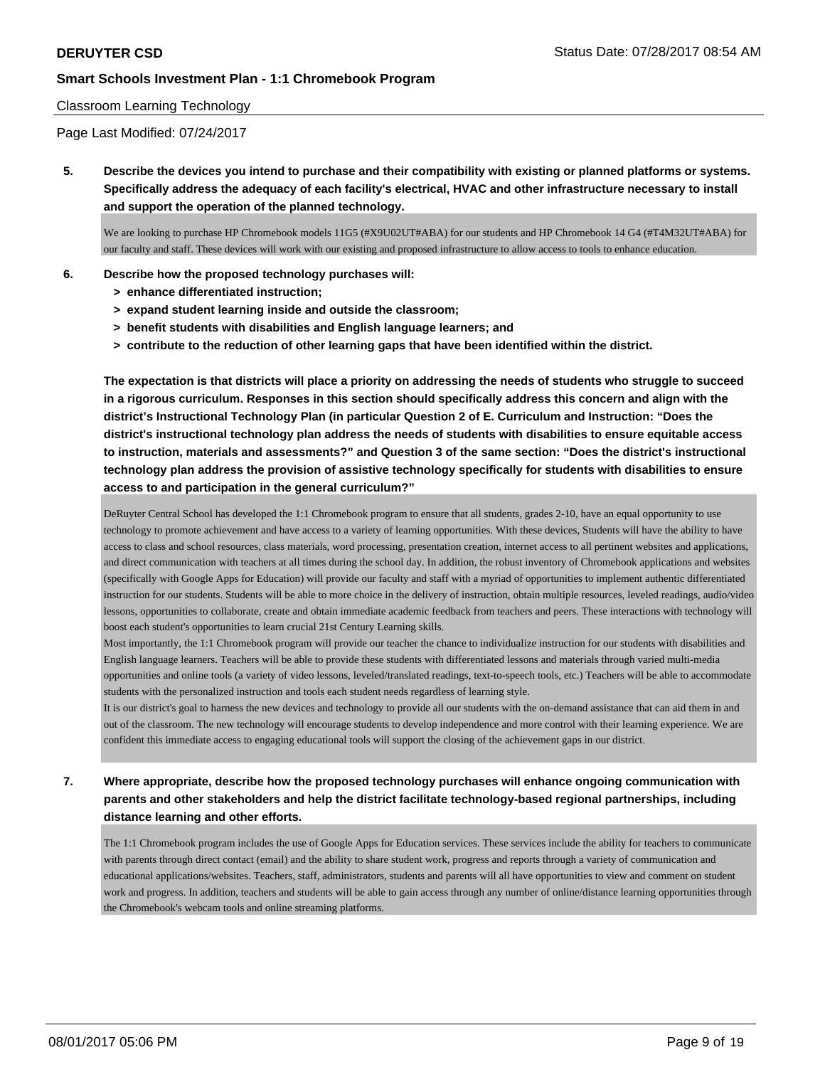**5. Describe the devices you intend to purchase and their compatibility with existing or planned platforms or systems. Specifically address the adequacy of each facility's electrical, HVAC and other infrastructure necessary to install and support the operation of the planned technology.**

We are looking to purchase HP Chromebook models 11G5 (#X9U02UT#ABA) for our students and HP Chromebook 14 G4 (#T4M32UT#ABA) for our faculty and staff. These devices will work with our existing and proposed infrastructure to allow access to tools to enhance education.

**6. Describe how the proposed technology purchases will:**

- **> enhance differentiated instruction;**
- **> expand student learning inside and outside the classroom;**
- **> benefit students with disabilities and English language learners; and**
- **> contribute to the reduction of other learning gaps that have been identified within the district.**

**The expectation is that districts will place a priority on addressing the needs of students who struggle to succeed in a rigorous curriculum. Responses in this section should specifically address this concern and align with the district's Instructional Technology Plan (in particular Question 2 of E. Curriculum and Instruction: "Does the district's instructional technology plan address the needs of students with disabilities to ensure equitable access to instruction, materials and assessments?" and Question 3 of the same section: "Does the district's instructional technology plan address the provision of assistive technology specifically for students with disabilities to ensure access to and participation in the general curriculum?"**

DeRuyter Central School has developed the 1:1 Chromebook program to ensure that all students, grades 2-10, have an equal opportunity to use technology to promote achievement and have access to a variety of learning opportunities. With these devices, Students will have the ability to have access to class and school resources, class materials, word processing, presentation creation, internet access to all pertinent websites and applications, and direct communication with teachers at all times during the school day. In addition, the robust inventory of Chromebook applications and websites (specifically with Google Apps for Education) will provide our faculty and staff with a myriad of opportunities to implement authentic differentiated instruction for our students. Students will be able to more choice in the delivery of instruction, obtain multiple resources, leveled readings, audio/video lessons, opportunities to collaborate, create and obtain immediate academic feedback from teachers and peers. These interactions with technology will boost each student's opportunities to learn crucial 21st Century Learning skills.
Most importantly, the 1:1 Chromebook program will provide our teacher the chance to individualize instruction for our students with disabilities and English language learners. Teachers will be able to provide these students with differentiated lessons and materials through varied multi-media opportunities and online tools (a variety of video lessons, leveled/translated readings, text-to-speech tools, etc.) Teachers will be able to accommodate students with the personalized instruction and tools each student needs regardless of learning style.
It is our district's goal to harness the new devices and technology to provide all our students with the on-demand assistance that can aid them in and out of the classroom. The new technology will encourage students to develop independence and more control with their learning experience. We are confident this immediate access to engaging educational tools will support the closing of the achievement gaps in our district.

**7. Where appropriate, describe how the proposed technology purchases will enhance ongoing communication with parents and other stakeholders and help the district facilitate technology-based regional partnerships, including distance learning and other efforts.**

The 1:1 Chromebook program includes the use of Google Apps for Education services. These services include the ability for teachers to communicate with parents through direct contact (email) and the ability to share student work, progress and reports through a variety of communication and educational applications/websites. Teachers, staff, administrators, students and parents will all have opportunities to view and comment on student work and progress. In addition, teachers and students will be able to gain access through any number of online/distance learning opportunities through the Chromebook's webcam tools and online streaming platforms.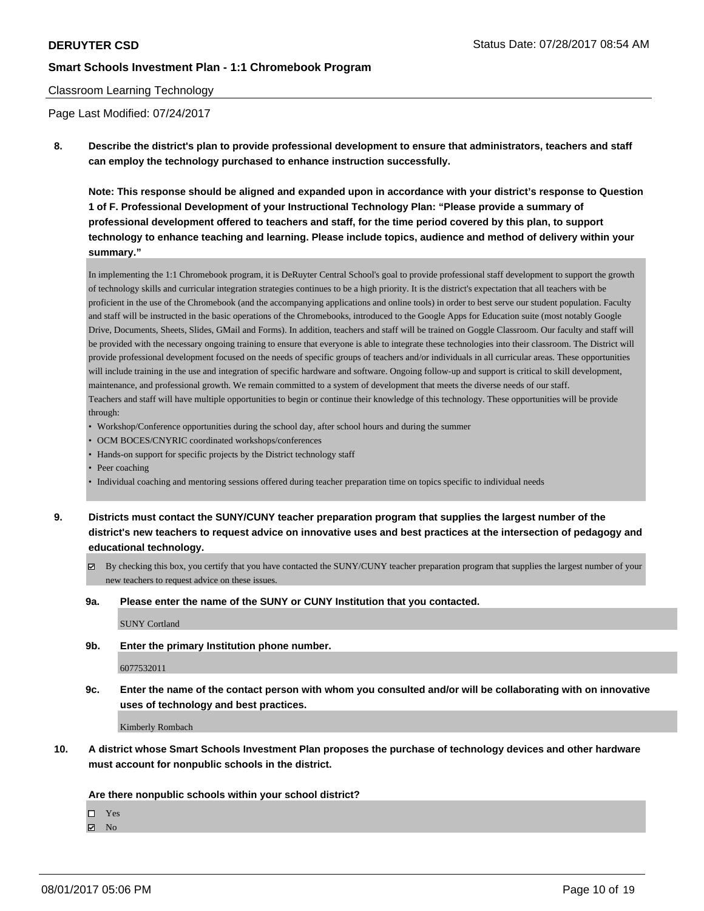Classroom Learning Technology

Page Last Modified: 07/24/2017

**8. Describe the district's plan to provide professional development to ensure that administrators, teachers and staff can employ the technology purchased to enhance instruction successfully.**

**Note: This response should be aligned and expanded upon in accordance with your district's response to Question 1 of F. Professional Development of your Instructional Technology Plan: "Please provide a summary of professional development offered to teachers and staff, for the time period covered by this plan, to support technology to enhance teaching and learning. Please include topics, audience and method of delivery within your summary."**

In implementing the 1:1 Chromebook program, it is DeRuyter Central School's goal to provide professional staff development to support the growth of technology skills and curricular integration strategies continues to be a high priority. It is the district's expectation that all teachers with be proficient in the use of the Chromebook (and the accompanying applications and online tools) in order to best serve our student population. Faculty and staff will be instructed in the basic operations of the Chromebooks, introduced to the Google Apps for Education suite (most notably Google Drive, Documents, Sheets, Slides, GMail and Forms). In addition, teachers and staff will be trained on Goggle Classroom. Our faculty and staff will be provided with the necessary ongoing training to ensure that everyone is able to integrate these technologies into their classroom. The District will provide professional development focused on the needs of specific groups of teachers and/or individuals in all curricular areas. These opportunities will include training in the use and integration of specific hardware and software. Ongoing follow-up and support is critical to skill development, maintenance, and professional growth. We remain committed to a system of development that meets the diverse needs of our staff.
Teachers and staff will have multiple opportunities to begin or continue their knowledge of this technology. These opportunities will be provide through:

- Workshop/Conference opportunities during the school day, after school hours and during the summer
- OCM BOCES/CNYRIC coordinated workshops/conferences
- Hands-on support for specific projects by the District technology staff
- Peer coaching
- Individual coaching and mentoring sessions offered during teacher preparation time on topics specific to individual needs

**9. Districts must contact the SUNY/CUNY teacher preparation program that supplies the largest number of the district's new teachers to request advice on innovative uses and best practices at the intersection of pedagogy and educational technology.**

☑ By checking this box, you certify that you have contacted the SUNY/CUNY teacher preparation program that supplies the largest number of your new teachers to request advice on these issues.

**9a. Please enter the name of the SUNY or CUNY Institution that you contacted.**

SUNY Cortland

**9b. Enter the primary Institution phone number.**

6077532011

**9c. Enter the name of the contact person with whom you consulted and/or will be collaborating with on innovative uses of technology and best practices.**

Kimberly Rombach

**10. A district whose Smart Schools Investment Plan proposes the purchase of technology devices and other hardware must account for nonpublic schools in the district.**

**Are there nonpublic schools within your school district?**

☐ Yes
☑ No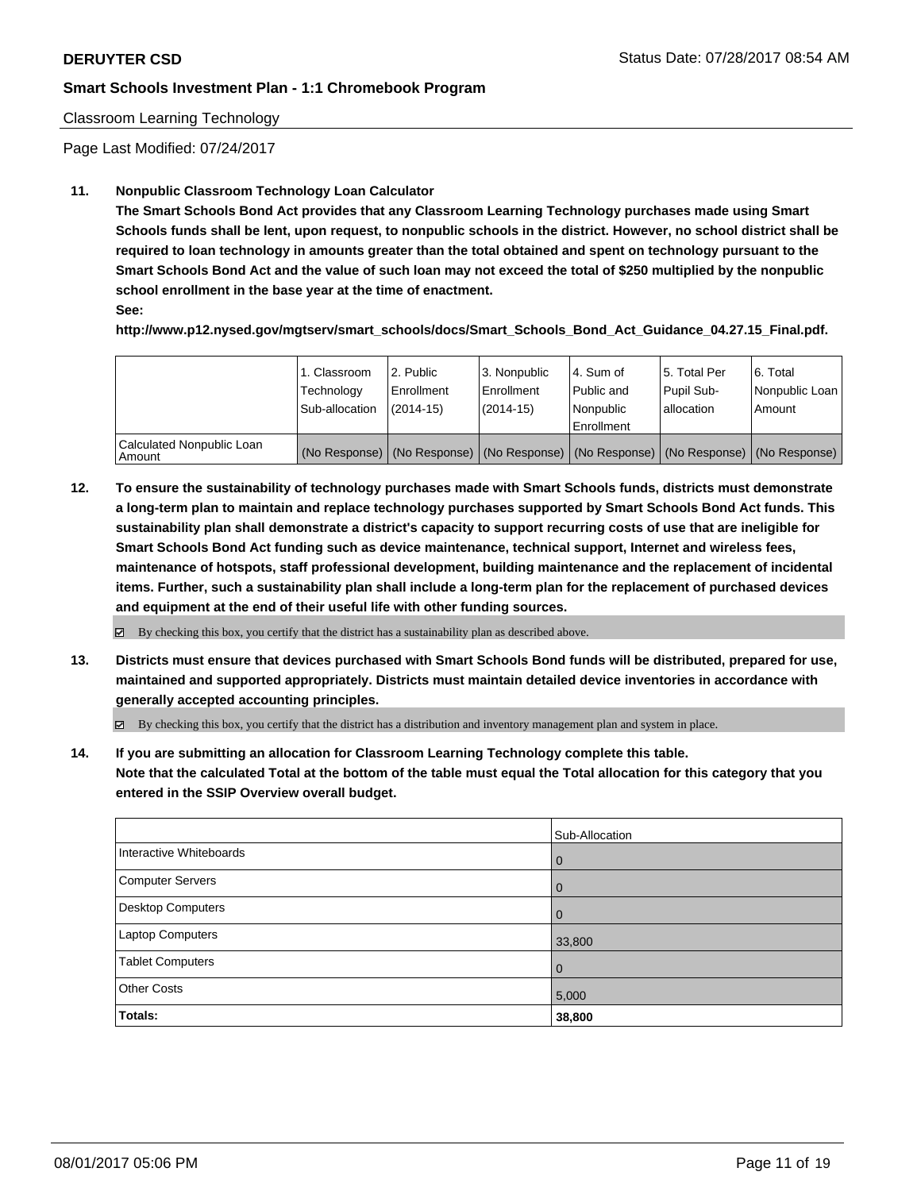**DERUYTER CSD** Status Date: 07/28/2017 08:54 AM

**Smart Schools Investment Plan - 1:1 Chromebook Program**

Classroom Learning Technology

Page Last Modified: 07/24/2017

**11. Nonpublic Classroom Technology Loan Calculator**

**The Smart Schools Bond Act provides that any Classroom Learning Technology purchases made using Smart Schools funds shall be lent, upon request, to nonpublic schools in the district. However, no school district shall be required to loan technology in amounts greater than the total obtained and spent on technology pursuant to the Smart Schools Bond Act and the value of such loan may not exceed the total of $250 multiplied by the nonpublic school enrollment in the base year at the time of enactment.**

**See:**

**http://www.p12.nysed.gov/mgtserv/smart_schools/docs/Smart_Schools_Bond_Act_Guidance_04.27.15_Final.pdf.**

| | 1. Classroom Technology Sub-allocation | 2. Public Enrollment (2014-15) | 3. Nonpublic Enrollment (2014-15) | 4. Sum of Public and Nonpublic Enrollment | 5. Total Per Pupil Sub-allocation | 6. Total Nonpublic Loan Amount |
|---|---|---|---|---|---|---|
| Calculated Nonpublic Loan Amount | (No Response) | (No Response) | (No Response) | (No Response) | (No Response) | (No Response) |

**12. To ensure the sustainability of technology purchases made with Smart Schools funds, districts must demonstrate a long-term plan to maintain and replace technology purchases supported by Smart Schools Bond Act funds. This sustainability plan shall demonstrate a district's capacity to support recurring costs of use that are ineligible for Smart Schools Bond Act funding such as device maintenance, technical support, Internet and wireless fees, maintenance of hotspots, staff professional development, building maintenance and the replacement of incidental items. Further, such a sustainability plan shall include a long-term plan for the replacement of purchased devices and equipment at the end of their useful life with other funding sources.**

☑ By checking this box, you certify that the district has a sustainability plan as described above.

**13. Districts must ensure that devices purchased with Smart Schools Bond funds will be distributed, prepared for use, maintained and supported appropriately. Districts must maintain detailed device inventories in accordance with generally accepted accounting principles.**

☑ By checking this box, you certify that the district has a distribution and inventory management plan and system in place.

**14. If you are submitting an allocation for Classroom Learning Technology complete this table. Note that the calculated Total at the bottom of the table must equal the Total allocation for this category that you entered in the SSIP Overview overall budget.**

| | Sub-Allocation |
|---|---|
| Interactive Whiteboards | 0 |
| Computer Servers | 0 |
| Desktop Computers | 0 |
| Laptop Computers | 33,800 |
| Tablet Computers | 0 |
| Other Costs | 5,000 |
| **Totals:** | **38,800** |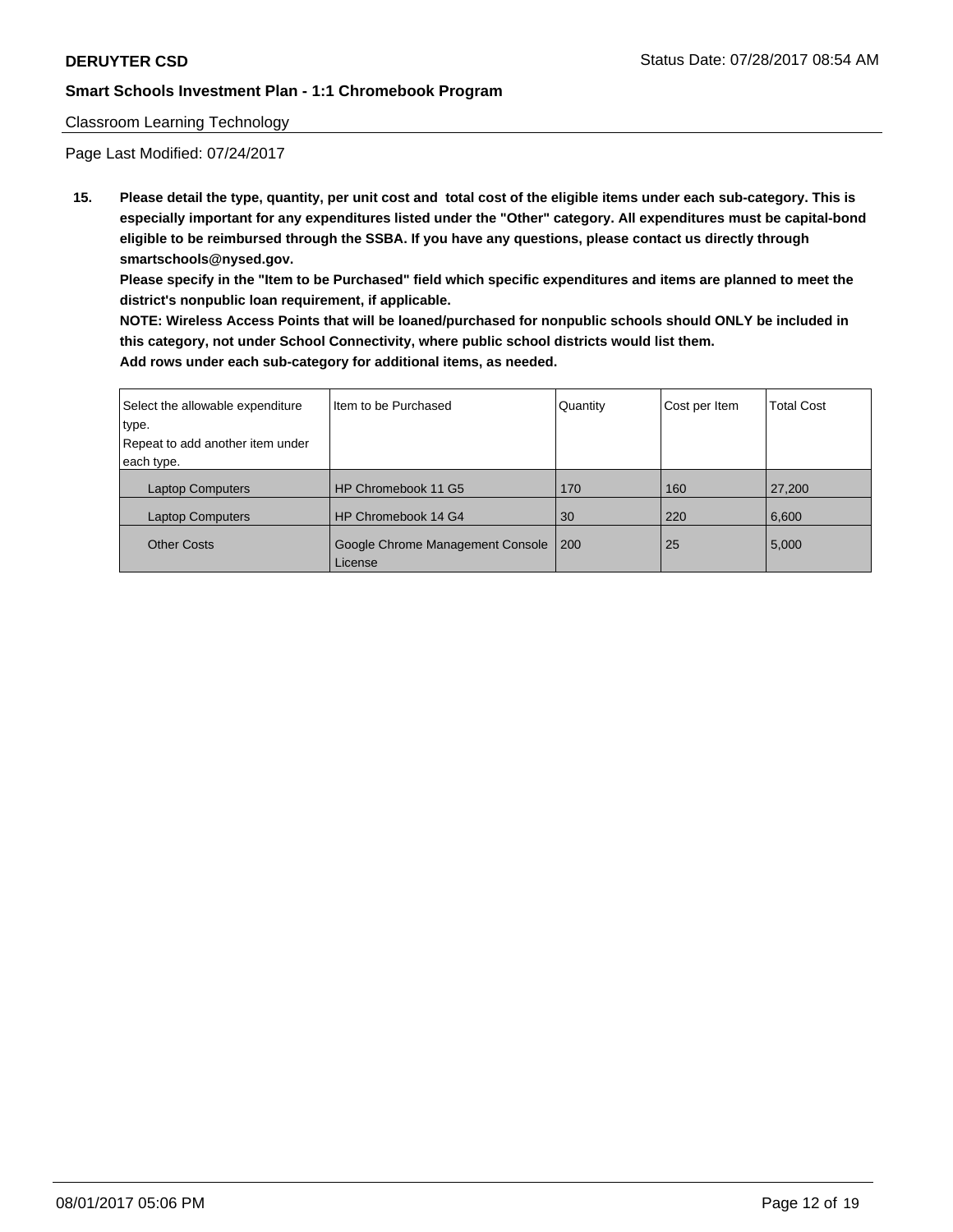Page Last Modified: 07/24/2017

**15. Please detail the type, quantity, per unit cost and total cost of the eligible items under each sub-category. This is especially important for any expenditures listed under the "Other" category. All expenditures must be capital-bond eligible to be reimbursed through the SSBA. If you have any questions, please contact us directly through smartschools@nysed.gov.**

**Please specify in the "Item to be Purchased" field which specific expenditures and items are planned to meet the district's nonpublic loan requirement, if applicable.**

**NOTE: Wireless Access Points that will be loaned/purchased for nonpublic schools should ONLY be included in this category, not under School Connectivity, where public school districts would list them.**

**Add rows under each sub-category for additional items, as needed.**

| Select the allowable expenditure type. Repeat to add another item under each type. | Item to be Purchased | Quantity | Cost per Item | Total Cost |
|---|---|---|---|---|
| Laptop Computers | HP Chromebook 11 G5 | 170 | 160 | 27,200 |
| Laptop Computers | HP Chromebook 14 G4 | 30 | 220 | 6,600 |
| Other Costs | Google Chrome Management Console License | 200 | 25 | 5,000 |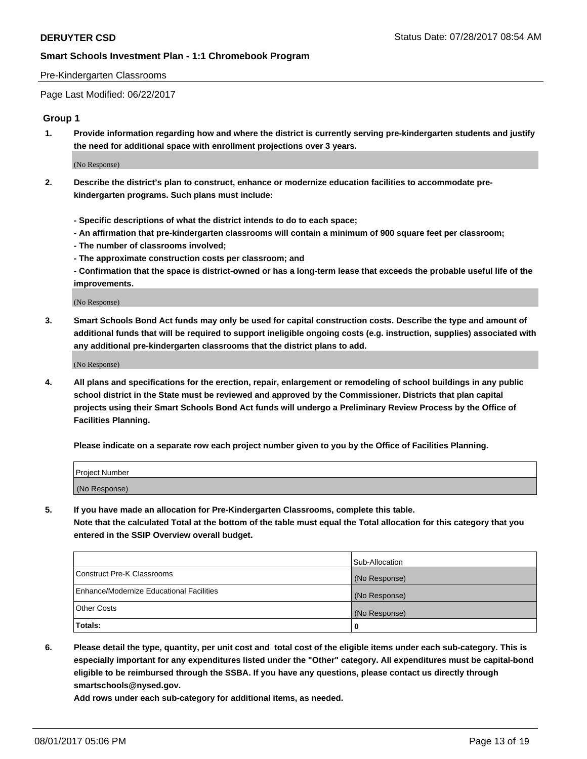Pre-Kindergarten Classrooms

Page Last Modified: 06/22/2017

## Group 1

**1. Provide information regarding how and where the district is currently serving pre-kindergarten students and justify the need for additional space with enrollment projections over 3 years.**

(No Response)

**2. Describe the district's plan to construct, enhance or modernize education facilities to accommodate pre-kindergarten programs. Such plans must include:**

**- Specific descriptions of what the district intends to do to each space;**
**- An affirmation that pre-kindergarten classrooms will contain a minimum of 900 square feet per classroom;**
**- The number of classrooms involved;**
**- The approximate construction costs per classroom; and**
**- Confirmation that the space is district-owned or has a long-term lease that exceeds the probable useful life of the improvements.**

(No Response)

**3. Smart Schools Bond Act funds may only be used for capital construction costs. Describe the type and amount of additional funds that will be required to support ineligible ongoing costs (e.g. instruction, supplies) associated with any additional pre-kindergarten classrooms that the district plans to add.**

(No Response)

**4. All plans and specifications for the erection, repair, enlargement or remodeling of school buildings in any public school district in the State must be reviewed and approved by the Commissioner. Districts that plan capital projects using their Smart Schools Bond Act funds will undergo a Preliminary Review Process by the Office of Facilities Planning.**

**Please indicate on a separate row each project number given to you by the Office of Facilities Planning.**

| Project Number |
|---|
| (No Response) |

**5. If you have made an allocation for Pre-Kindergarten Classrooms, complete this table.**
**Note that the calculated Total at the bottom of the table must equal the Total allocation for this category that you entered in the SSIP Overview overall budget.**

| | Sub-Allocation |
|---|---|
| Construct Pre-K Classrooms | (No Response) |
| Enhance/Modernize Educational Facilities | (No Response) |
| Other Costs | (No Response) |
| **Totals:** | **0** |

**6. Please detail the type, quantity, per unit cost and total cost of the eligible items under each sub-category. This is especially important for any expenditures listed under the "Other" category. All expenditures must be capital-bond eligible to be reimbursed through the SSBA. If you have any questions, please contact us directly through smartschools@nysed.gov.**

**Add rows under each sub-category for additional items, as needed.**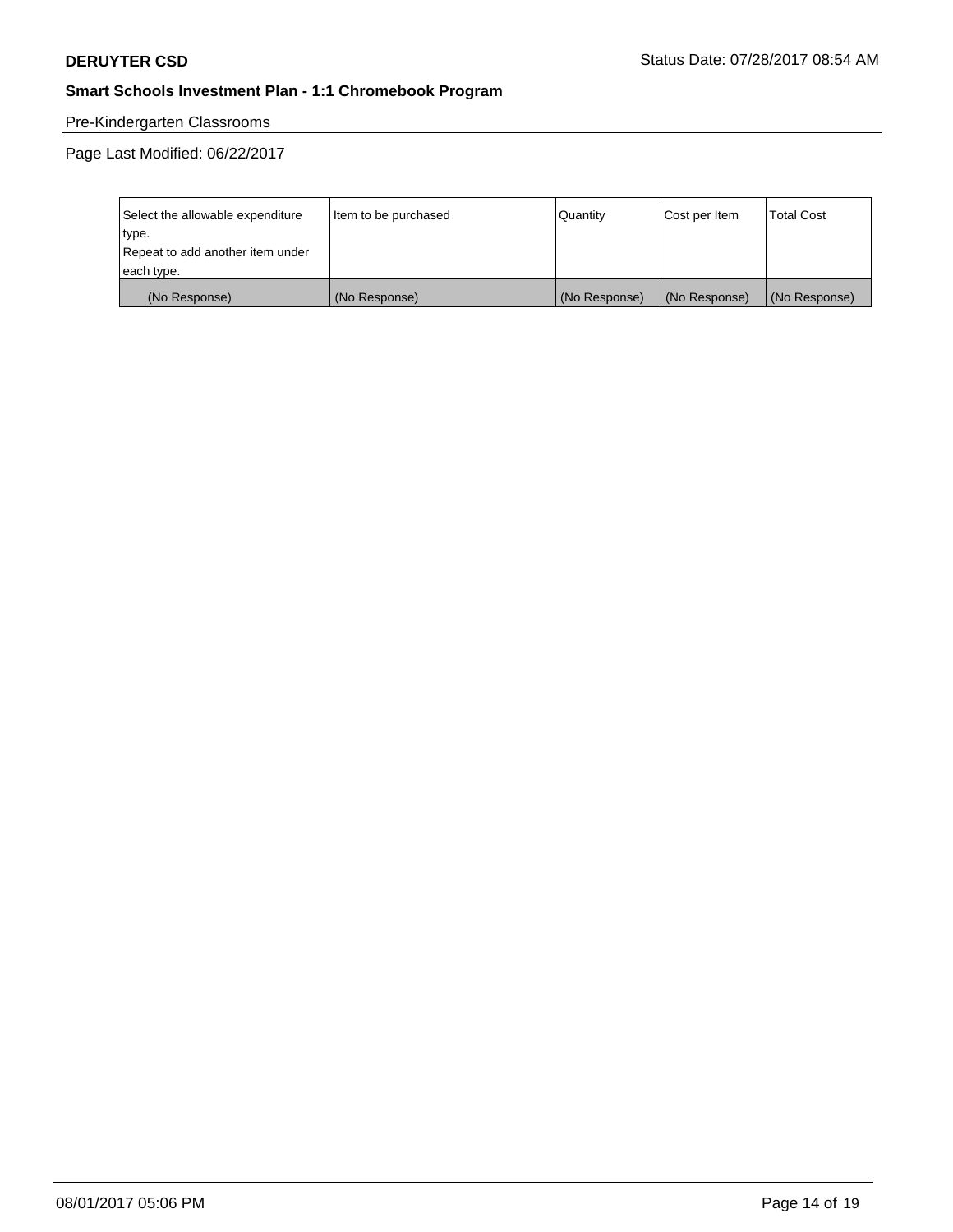**DERUYTER CSD** Status Date: 07/28/2017 08:54 AM

## Smart Schools Investment Plan - 1:1 Chromebook Program

Pre-Kindergarten Classrooms

Page Last Modified: 06/22/2017

| Select the allowable expenditure type. Repeat to add another item under each type. | Item to be purchased | Quantity | Cost per Item | Total Cost |
|---|---|---|---|---|
| (No Response) | (No Response) | (No Response) | (No Response) | (No Response) |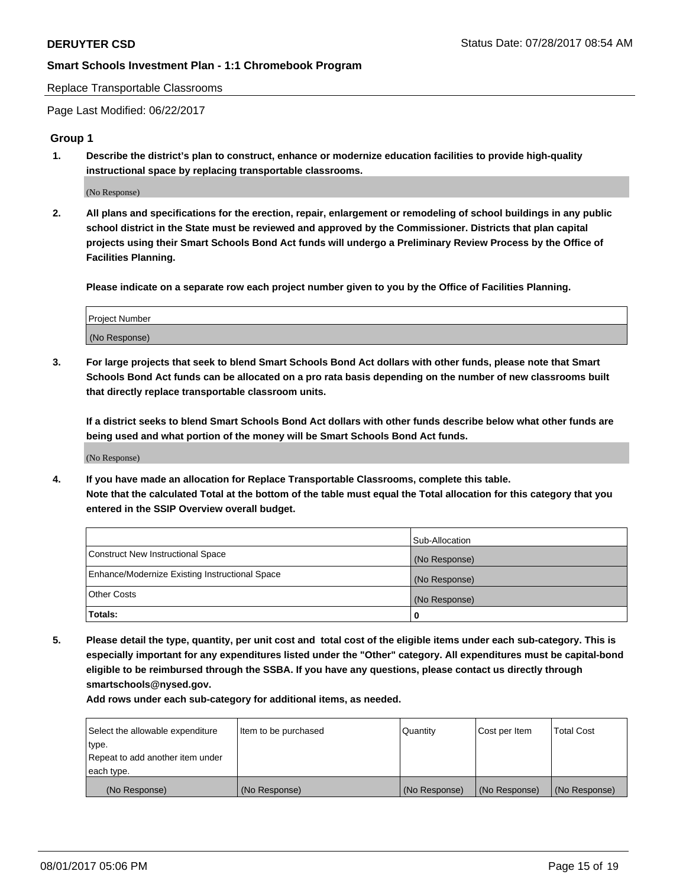Replace Transportable Classrooms

Page Last Modified: 06/22/2017

### Group 1

1. **Describe the district's plan to construct, enhance or modernize education facilities to provide high-quality instructional space by replacing transportable classrooms.**

   (No Response)

2. **All plans and specifications for the erection, repair, enlargement or remodeling of school buildings in any public school district in the State must be reviewed and approved by the Commissioner. Districts that plan capital projects using their Smart Schools Bond Act funds will undergo a Preliminary Review Process by the Office of Facilities Planning.**

   **Please indicate on a separate row each project number given to you by the Office of Facilities Planning.**

| Project Number |
| --- |
| (No Response) |

3. **For large projects that seek to blend Smart Schools Bond Act dollars with other funds, please note that Smart Schools Bond Act funds can be allocated on a pro rata basis depending on the number of new classrooms built that directly replace transportable classroom units.**

   **If a district seeks to blend Smart Schools Bond Act dollars with other funds describe below what other funds are being used and what portion of the money will be Smart Schools Bond Act funds.**

   (No Response)

4. **If you have made an allocation for Replace Transportable Classrooms, complete this table.**
   **Note that the calculated Total at the bottom of the table must equal the Total allocation for this category that you entered in the SSIP Overview overall budget.**

| | Sub-Allocation |
| --- | --- |
| Construct New Instructional Space | (No Response) |
| Enhance/Modernize Existing Instructional Space | (No Response) |
| Other Costs | (No Response) |
| **Totals:** | **0** |

5. **Please detail the type, quantity, per unit cost and total cost of the eligible items under each sub-category. This is especially important for any expenditures listed under the "Other" category. All expenditures must be capital-bond eligible to be reimbursed through the SSBA. If you have any questions, please contact us directly through smartschools@nysed.gov.**

   **Add rows under each sub-category for additional items, as needed.**

| Select the allowable expenditure type. Repeat to add another item under each type. | Item to be purchased | Quantity | Cost per Item | Total Cost |
| --- | --- | --- | --- | --- |
| (No Response) | (No Response) | (No Response) | (No Response) | (No Response) |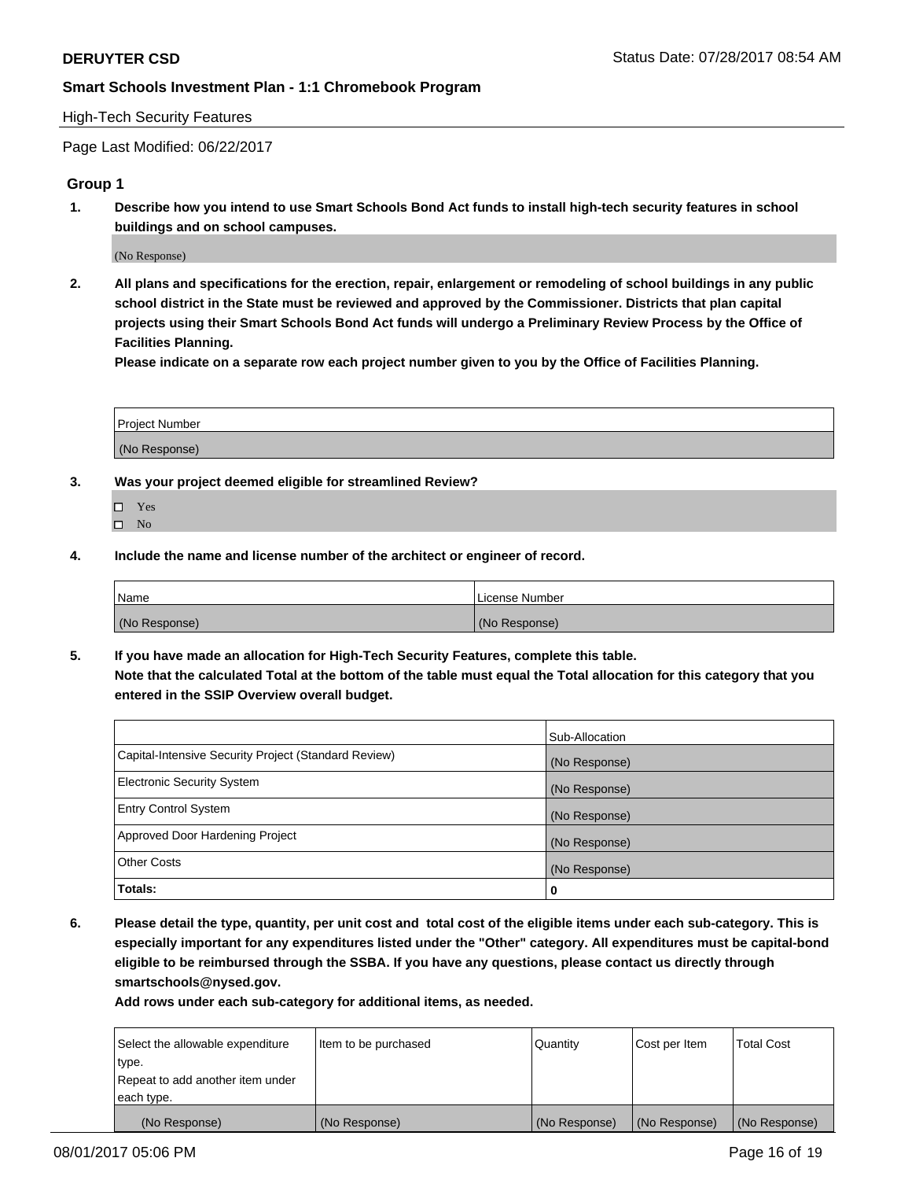**DERUYTER CSD**

**Smart Schools Investment Plan - 1:1 Chromebook Program**

High-Tech Security Features

Page Last Modified: 06/22/2017

### Group 1

**1. Describe how you intend to use Smart Schools Bond Act funds to install high-tech security features in school buildings and on school campuses.**

(No Response)

**2. All plans and specifications for the erection, repair, enlargement or remodeling of school buildings in any public school district in the State must be reviewed and approved by the Commissioner. Districts that plan capital projects using their Smart Schools Bond Act funds will undergo a Preliminary Review Process by the Office of Facilities Planning.**

**Please indicate on a separate row each project number given to you by the Office of Facilities Planning.**

| Project Number |
|---|
| (No Response) |

**3. Was your project deemed eligible for streamlined Review?**

- ☐ Yes
- ☐ No

**4. Include the name and license number of the architect or engineer of record.**

| Name | License Number |
|---|---|
| (No Response) | (No Response) |

**5. If you have made an allocation for High-Tech Security Features, complete this table.**
**Note that the calculated Total at the bottom of the table must equal the Total allocation for this category that you entered in the SSIP Overview overall budget.**

| | Sub-Allocation |
|---|---|
| Capital-Intensive Security Project (Standard Review) | (No Response) |
| Electronic Security System | (No Response) |
| Entry Control System | (No Response) |
| Approved Door Hardening Project | (No Response) |
| Other Costs | (No Response) |
| **Totals:** | **0** |

**6. Please detail the type, quantity, per unit cost and total cost of the eligible items under each sub-category. This is especially important for any expenditures listed under the "Other" category. All expenditures must be capital-bond eligible to be reimbursed through the SSBA. If you have any questions, please contact us directly through smartschools@nysed.gov.**

**Add rows under each sub-category for additional items, as needed.**

| Select the allowable expenditure type. Repeat to add another item under each type. | Item to be purchased | Quantity | Cost per Item | Total Cost |
|---|---|---|---|---|
| (No Response) | (No Response) | (No Response) | (No Response) | (No Response) |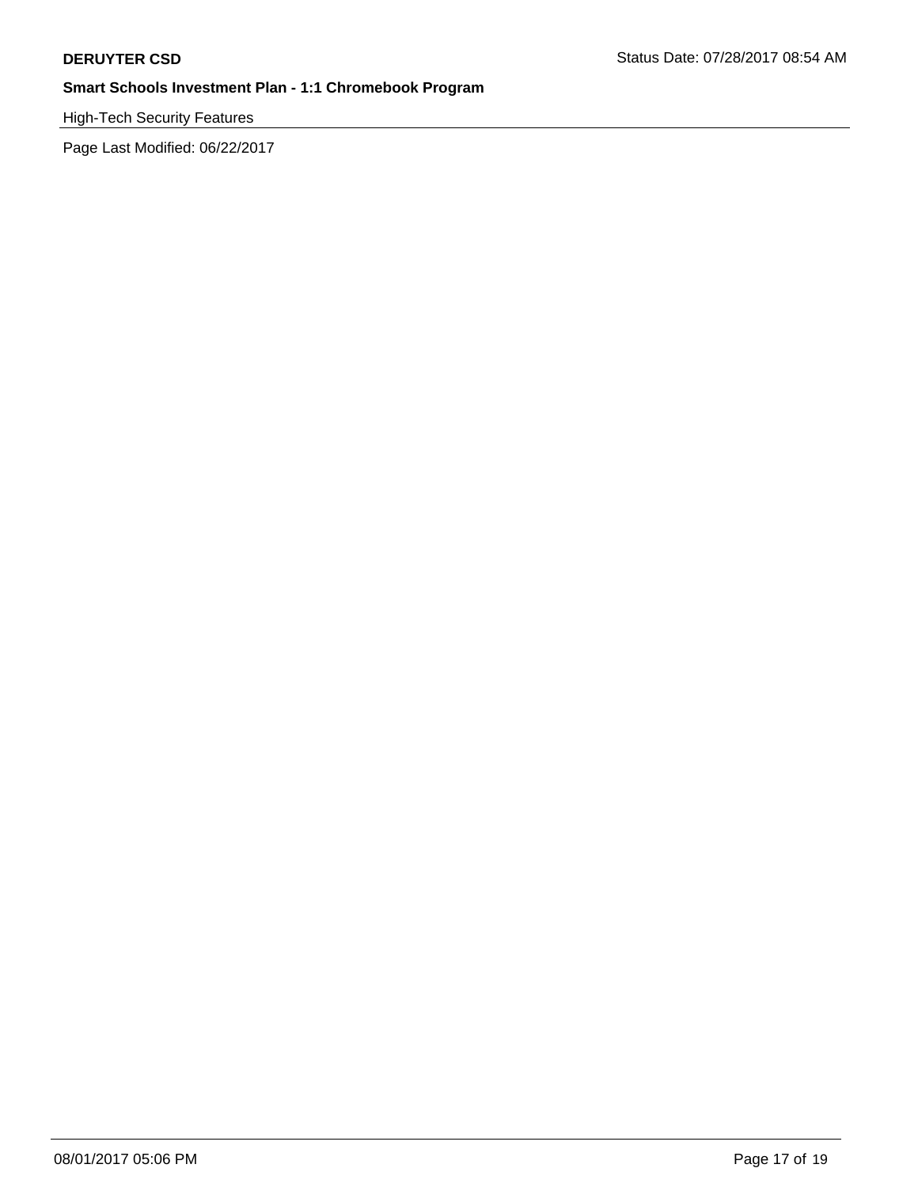High-Tech Security Features

Page Last Modified: 06/22/2017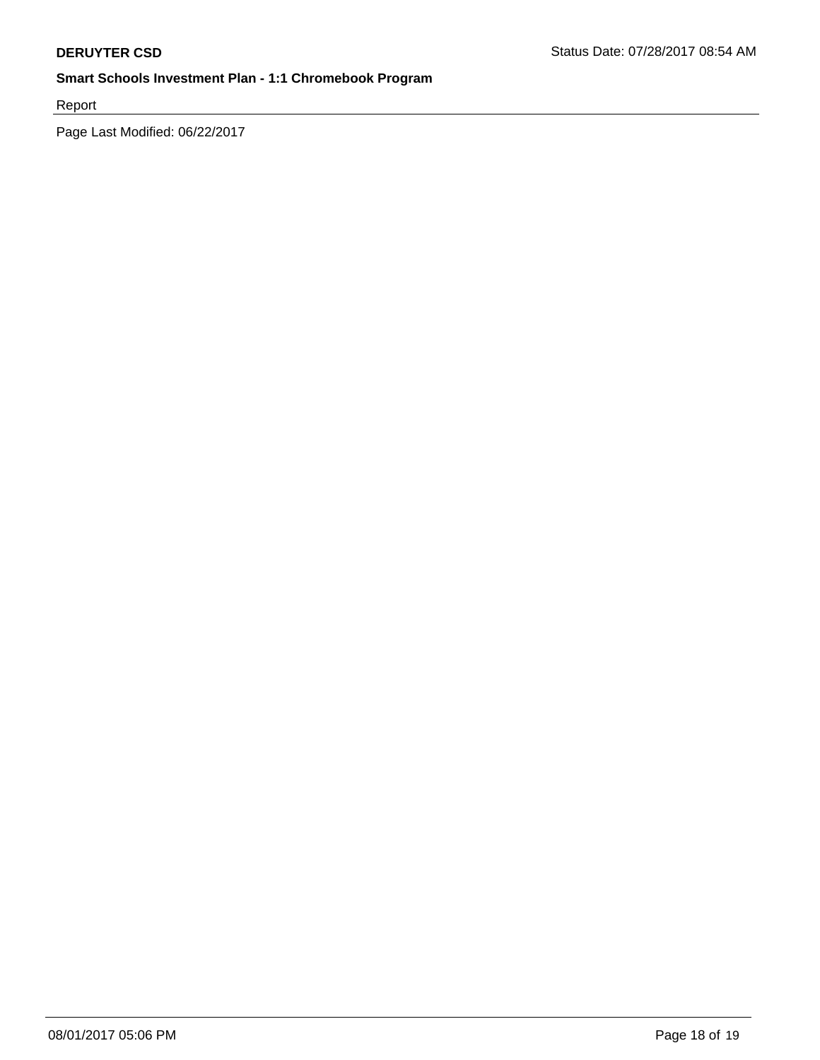Report

Page Last Modified: 06/22/2017